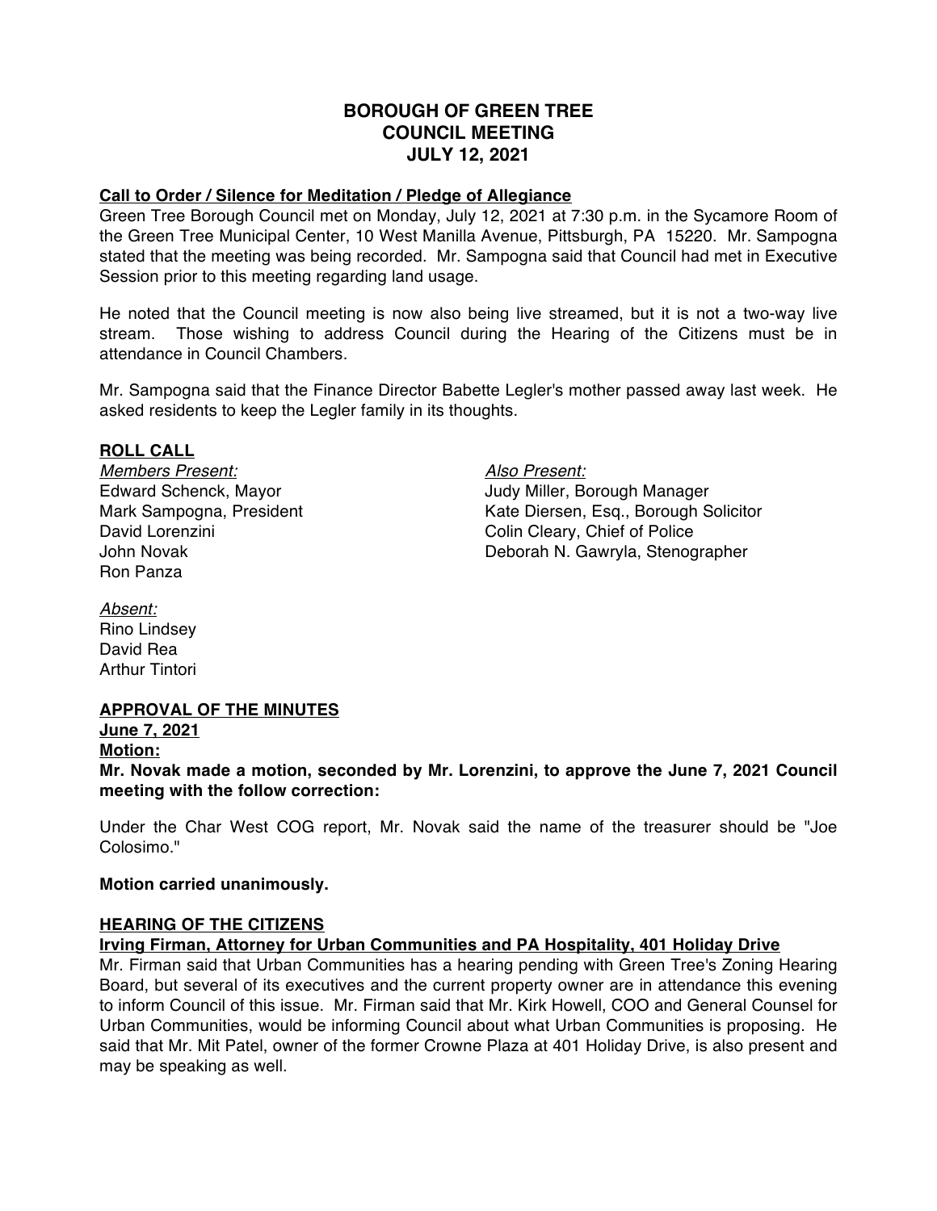# BOROUGH OF GREEN TREE
# COUNCIL MEETING
# JULY 12, 2021

**Call to Order / Silence for Meditation / Pledge of Allegiance**

Green Tree Borough Council met on Monday, July 12, 2021 at 7:30 p.m. in the Sycamore Room of the Green Tree Municipal Center, 10 West Manilla Avenue, Pittsburgh, PA 15220. Mr. Sampogna stated that the meeting was being recorded. Mr. Sampogna said that Council had met in Executive Session prior to this meeting regarding land usage.

He noted that the Council meeting is now also being live streamed, but it is not a two-way live stream. Those wishing to address Council during the Hearing of the Citizens must be in attendance in Council Chambers.

Mr. Sampogna said that the Finance Director Babette Legler's mother passed away last week. He asked residents to keep the Legler family in its thoughts.

**ROLL CALL**

*Members Present:*
Edward Schenck, Mayor
Mark Sampogna, President
David Lorenzini
John Novak
Ron Panza

*Also Present:*
Judy Miller, Borough Manager
Kate Diersen, Esq., Borough Solicitor
Colin Cleary, Chief of Police
Deborah N. Gawryla, Stenographer

*Absent:*
Rino Lindsey
David Rea
Arthur Tintori

**APPROVAL OF THE MINUTES**

**June 7, 2021**

**Motion:**

**Mr. Novak made a motion, seconded by Mr. Lorenzini, to approve the June 7, 2021 Council meeting with the follow correction:**

Under the Char West COG report, Mr. Novak said the name of the treasurer should be "Joe Colosimo."

**Motion carried unanimously.**

**HEARING OF THE CITIZENS**

**Irving Firman, Attorney for Urban Communities and PA Hospitality, 401 Holiday Drive**

Mr. Firman said that Urban Communities has a hearing pending with Green Tree's Zoning Hearing Board, but several of its executives and the current property owner are in attendance this evening to inform Council of this issue. Mr. Firman said that Mr. Kirk Howell, COO and General Counsel for Urban Communities, would be informing Council about what Urban Communities is proposing. He said that Mr. Mit Patel, owner of the former Crowne Plaza at 401 Holiday Drive, is also present and may be speaking as well.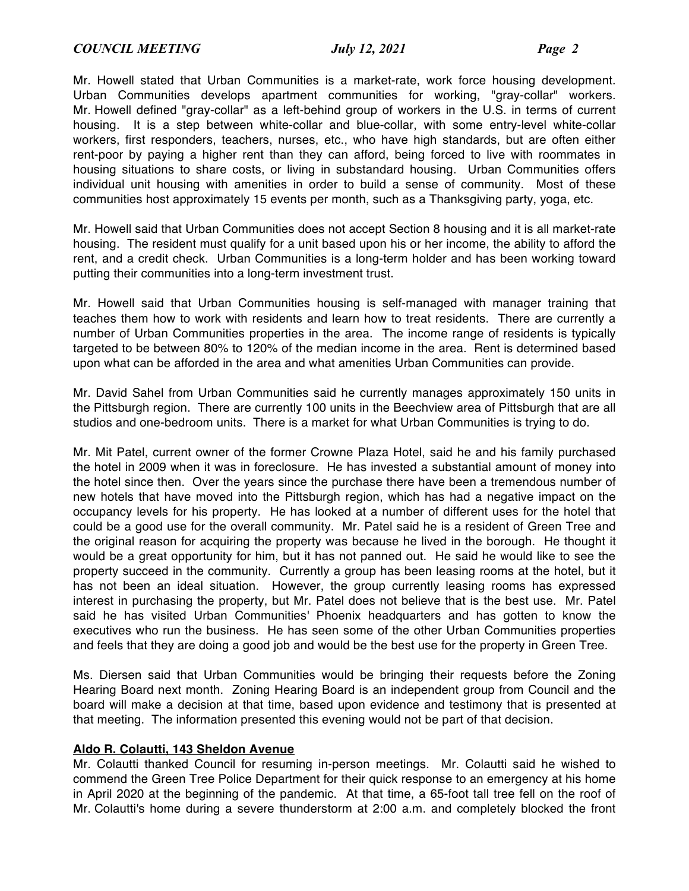Mr. Howell stated that Urban Communities is a market-rate, work force housing development. Urban Communities develops apartment communities for working, "gray-collar" workers. Mr. Howell defined "gray-collar" as a left-behind group of workers in the U.S. in terms of current housing. It is a step between white-collar and blue-collar, with some entry-level white-collar workers, first responders, teachers, nurses, etc., who have high standards, but are often either rent-poor by paying a higher rent than they can afford, being forced to live with roommates in housing situations to share costs, or living in substandard housing. Urban Communities offers individual unit housing with amenities in order to build a sense of community. Most of these communities host approximately 15 events per month, such as a Thanksgiving party, yoga, etc.

Mr. Howell said that Urban Communities does not accept Section 8 housing and it is all market-rate housing. The resident must qualify for a unit based upon his or her income, the ability to afford the rent, and a credit check. Urban Communities is a long-term holder and has been working toward putting their communities into a long-term investment trust.

Mr. Howell said that Urban Communities housing is self-managed with manager training that teaches them how to work with residents and learn how to treat residents. There are currently a number of Urban Communities properties in the area. The income range of residents is typically targeted to be between 80% to 120% of the median income in the area. Rent is determined based upon what can be afforded in the area and what amenities Urban Communities can provide.

Mr. David Sahel from Urban Communities said he currently manages approximately 150 units in the Pittsburgh region. There are currently 100 units in the Beechview area of Pittsburgh that are all studios and one-bedroom units. There is a market for what Urban Communities is trying to do.

Mr. Mit Patel, current owner of the former Crowne Plaza Hotel, said he and his family purchased the hotel in 2009 when it was in foreclosure. He has invested a substantial amount of money into the hotel since then. Over the years since the purchase there have been a tremendous number of new hotels that have moved into the Pittsburgh region, which has had a negative impact on the occupancy levels for his property. He has looked at a number of different uses for the hotel that could be a good use for the overall community. Mr. Patel said he is a resident of Green Tree and the original reason for acquiring the property was because he lived in the borough. He thought it would be a great opportunity for him, but it has not panned out. He said he would like to see the property succeed in the community. Currently a group has been leasing rooms at the hotel, but it has not been an ideal situation. However, the group currently leasing rooms has expressed interest in purchasing the property, but Mr. Patel does not believe that is the best use. Mr. Patel said he has visited Urban Communities' Phoenix headquarters and has gotten to know the executives who run the business. He has seen some of the other Urban Communities properties and feels that they are doing a good job and would be the best use for the property in Green Tree.

Ms. Diersen said that Urban Communities would be bringing their requests before the Zoning Hearing Board next month. Zoning Hearing Board is an independent group from Council and the board will make a decision at that time, based upon evidence and testimony that is presented at that meeting. The information presented this evening would not be part of that decision.

**Aldo R. Colautti, 143 Sheldon Avenue**

Mr. Colautti thanked Council for resuming in-person meetings. Mr. Colautti said he wished to commend the Green Tree Police Department for their quick response to an emergency at his home in April 2020 at the beginning of the pandemic. At that time, a 65-foot tall tree fell on the roof of Mr. Colautti's home during a severe thunderstorm at 2:00 a.m. and completely blocked the front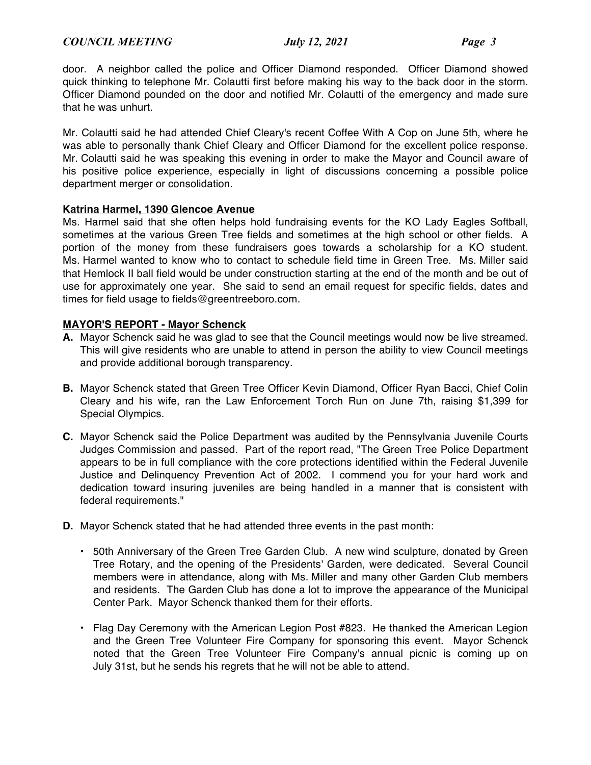door. A neighbor called the police and Officer Diamond responded. Officer Diamond showed quick thinking to telephone Mr. Colautti first before making his way to the back door in the storm. Officer Diamond pounded on the door and notified Mr. Colautti of the emergency and made sure that he was unhurt.

Mr. Colautti said he had attended Chief Cleary's recent Coffee With A Cop on June 5th, where he was able to personally thank Chief Cleary and Officer Diamond for the excellent police response. Mr. Colautti said he was speaking this evening in order to make the Mayor and Council aware of his positive police experience, especially in light of discussions concerning a possible police department merger or consolidation.

**Katrina Harmel, 1390 Glencoe Avenue**

Ms. Harmel said that she often helps hold fundraising events for the KO Lady Eagles Softball, sometimes at the various Green Tree fields and sometimes at the high school or other fields. A portion of the money from these fundraisers goes towards a scholarship for a KO student. Ms. Harmel wanted to know who to contact to schedule field time in Green Tree. Ms. Miller said that Hemlock II ball field would be under construction starting at the end of the month and be out of use for approximately one year. She said to send an email request for specific fields, dates and times for field usage to fields@greentreeboro.com.

**MAYOR'S REPORT - Mayor Schenck**

**A.** Mayor Schenck said he was glad to see that the Council meetings would now be live streamed. This will give residents who are unable to attend in person the ability to view Council meetings and provide additional borough transparency.

**B.** Mayor Schenck stated that Green Tree Officer Kevin Diamond, Officer Ryan Bacci, Chief Colin Cleary and his wife, ran the Law Enforcement Torch Run on June 7th, raising $1,399 for Special Olympics.

**C.** Mayor Schenck said the Police Department was audited by the Pennsylvania Juvenile Courts Judges Commission and passed. Part of the report read, "The Green Tree Police Department appears to be in full compliance with the core protections identified within the Federal Juvenile Justice and Delinquency Prevention Act of 2002. I commend you for your hard work and dedication toward insuring juveniles are being handled in a manner that is consistent with federal requirements."

**D.** Mayor Schenck stated that he had attended three events in the past month:

- 50th Anniversary of the Green Tree Garden Club. A new wind sculpture, donated by Green Tree Rotary, and the opening of the Presidents' Garden, were dedicated. Several Council members were in attendance, along with Ms. Miller and many other Garden Club members and residents. The Garden Club has done a lot to improve the appearance of the Municipal Center Park. Mayor Schenck thanked them for their efforts.

- Flag Day Ceremony with the American Legion Post #823. He thanked the American Legion and the Green Tree Volunteer Fire Company for sponsoring this event. Mayor Schenck noted that the Green Tree Volunteer Fire Company's annual picnic is coming up on July 31st, but he sends his regrets that he will not be able to attend.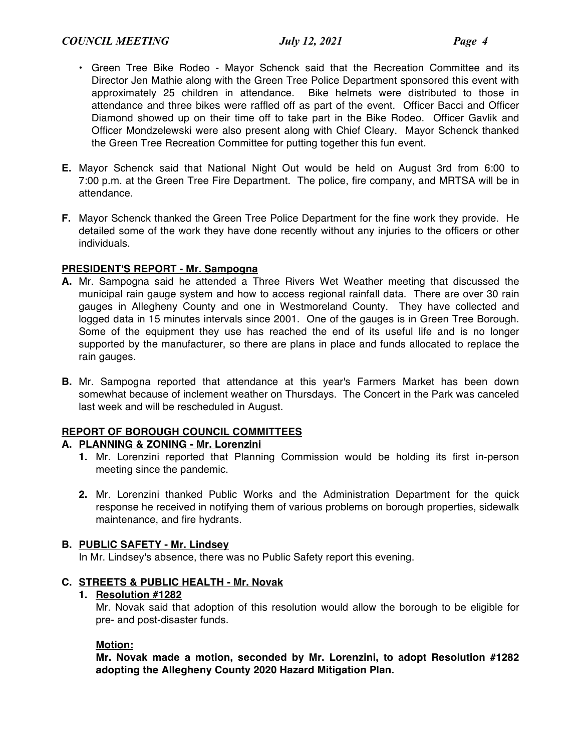- Green Tree Bike Rodeo - Mayor Schenck said that the Recreation Committee and its Director Jen Mathie along with the Green Tree Police Department sponsored this event with approximately 25 children in attendance. Bike helmets were distributed to those in attendance and three bikes were raffled off as part of the event. Officer Bacci and Officer Diamond showed up on their time off to take part in the Bike Rodeo. Officer Gavlik and Officer Mondzelewski were also present along with Chief Cleary. Mayor Schenck thanked the Green Tree Recreation Committee for putting together this fun event.

**E.** Mayor Schenck said that National Night Out would be held on August 3rd from 6:00 to 7:00 p.m. at the Green Tree Fire Department. The police, fire company, and MRTSA will be in attendance.

**F.** Mayor Schenck thanked the Green Tree Police Department for the fine work they provide. He detailed some of the work they have done recently without any injuries to the officers or other individuals.

**PRESIDENT'S REPORT - Mr. Sampogna**

**A.** Mr. Sampogna said he attended a Three Rivers Wet Weather meeting that discussed the municipal rain gauge system and how to access regional rainfall data. There are over 30 rain gauges in Allegheny County and one in Westmoreland County. They have collected and logged data in 15 minutes intervals since 2001. One of the gauges is in Green Tree Borough. Some of the equipment they use has reached the end of its useful life and is no longer supported by the manufacturer, so there are plans in place and funds allocated to replace the rain gauges.

**B.** Mr. Sampogna reported that attendance at this year's Farmers Market has been down somewhat because of inclement weather on Thursdays. The Concert in the Park was canceled last week and will be rescheduled in August.

**REPORT OF BOROUGH COUNCIL COMMITTEES**

**A. PLANNING & ZONING - Mr. Lorenzini**

1. Mr. Lorenzini reported that Planning Commission would be holding its first in-person meeting since the pandemic.

2. Mr. Lorenzini thanked Public Works and the Administration Department for the quick response he received in notifying them of various problems on borough properties, sidewalk maintenance, and fire hydrants.

**B. PUBLIC SAFETY - Mr. Lindsey**

In Mr. Lindsey's absence, there was no Public Safety report this evening.

**C. STREETS & PUBLIC HEALTH - Mr. Novak**

1. **Resolution #1282**

   Mr. Novak said that adoption of this resolution would allow the borough to be eligible for pre- and post-disaster funds.

   **Motion:**

   **Mr. Novak made a motion, seconded by Mr. Lorenzini, to adopt Resolution #1282 adopting the Allegheny County 2020 Hazard Mitigation Plan.**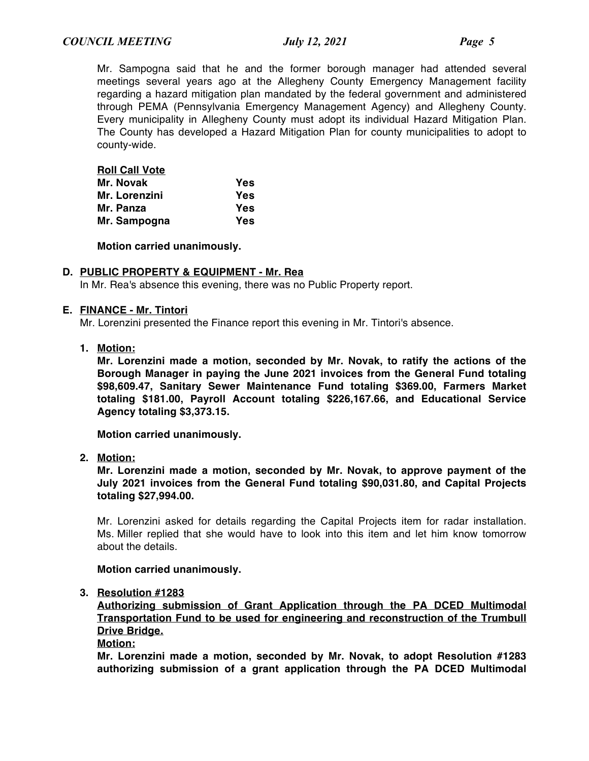Mr. Sampogna said that he and the former borough manager had attended several meetings several years ago at the Allegheny County Emergency Management facility regarding a hazard mitigation plan mandated by the federal government and administered through PEMA (Pennsylvania Emergency Management Agency) and Allegheny County. Every municipality in Allegheny County must adopt its individual Hazard Mitigation Plan. The County has developed a Hazard Mitigation Plan for county municipalities to adopt to county-wide.

**Roll Call Vote**

| | |
|---|---|
| **Mr. Novak** | **Yes** |
| **Mr. Lorenzini** | **Yes** |
| **Mr. Panza** | **Yes** |
| **Mr. Sampogna** | **Yes** |

**Motion carried unanimously.**

**D. PUBLIC PROPERTY & EQUIPMENT - Mr. Rea**

In Mr. Rea's absence this evening, there was no Public Property report.

**E. FINANCE - Mr. Tintori**

Mr. Lorenzini presented the Finance report this evening in Mr. Tintori's absence.

1. **Motion:**

   **Mr. Lorenzini made a motion, seconded by Mr. Novak, to ratify the actions of the Borough Manager in paying the June 2021 invoices from the General Fund totaling $98,609.47, Sanitary Sewer Maintenance Fund totaling $369.00, Farmers Market totaling $181.00, Payroll Account totaling $226,167.66, and Educational Service Agency totaling $3,373.15.**

   **Motion carried unanimously.**

2. **Motion:**

   **Mr. Lorenzini made a motion, seconded by Mr. Novak, to approve payment of the July 2021 invoices from the General Fund totaling $90,031.80, and Capital Projects totaling $27,994.00.**

   Mr. Lorenzini asked for details regarding the Capital Projects item for radar installation. Ms. Miller replied that she would have to look into this item and let him know tomorrow about the details.

   **Motion carried unanimously.**

3. **Resolution #1283**

   **Authorizing submission of Grant Application through the PA DCED Multimodal Transportation Fund to be used for engineering and reconstruction of the Trumbull Drive Bridge.**

   **Motion:**

   **Mr. Lorenzini made a motion, seconded by Mr. Novak, to adopt Resolution #1283 authorizing submission of a grant application through the PA DCED Multimodal**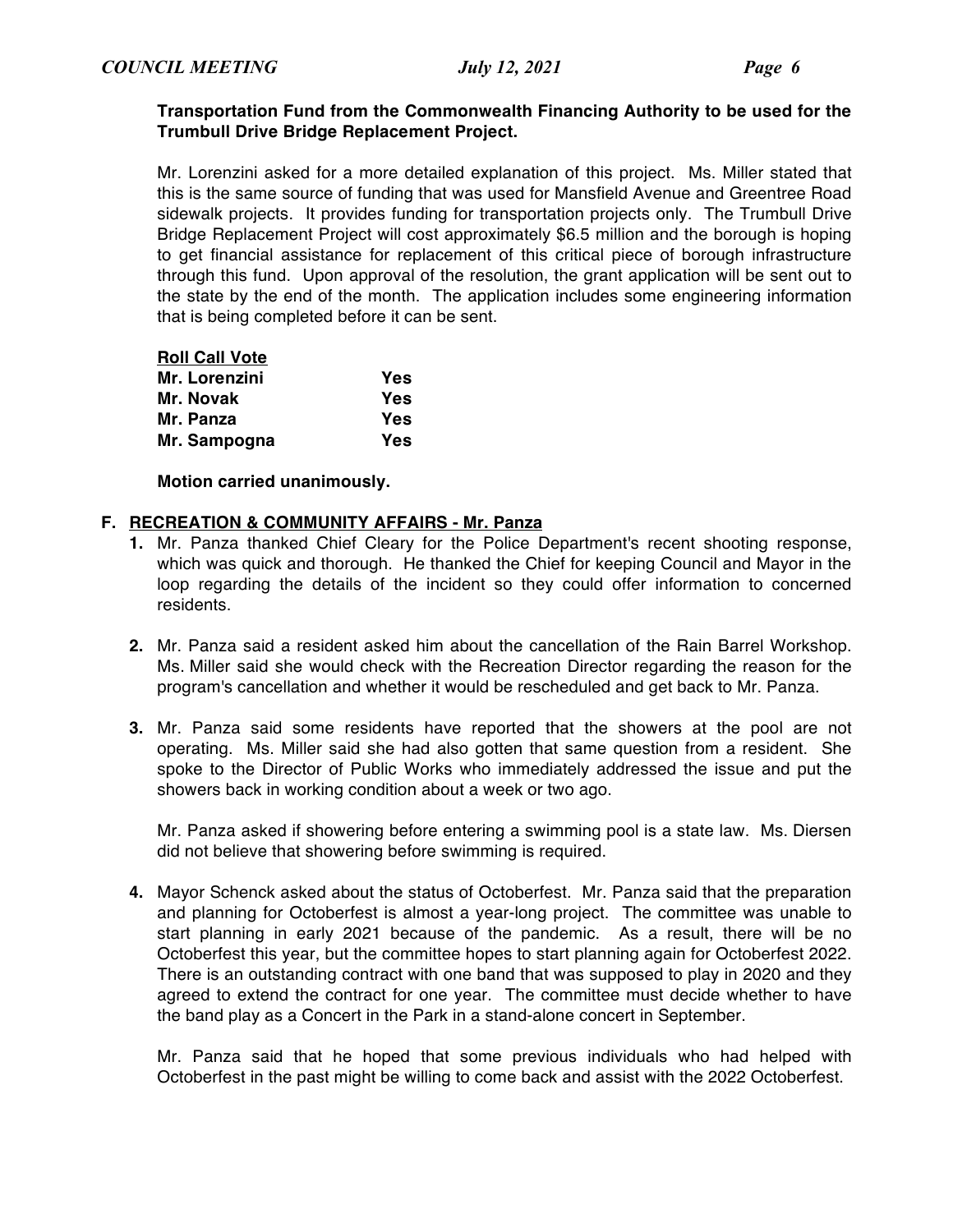**Transportation Fund from the Commonwealth Financing Authority to be used for the Trumbull Drive Bridge Replacement Project.**

Mr. Lorenzini asked for a more detailed explanation of this project. Ms. Miller stated that this is the same source of funding that was used for Mansfield Avenue and Greentree Road sidewalk projects. It provides funding for transportation projects only. The Trumbull Drive Bridge Replacement Project will cost approximately $6.5 million and the borough is hoping to get financial assistance for replacement of this critical piece of borough infrastructure through this fund. Upon approval of the resolution, the grant application will be sent out to the state by the end of the month. The application includes some engineering information that is being completed before it can be sent.

| **Roll Call Vote** | |
|---|---|
| **Mr. Lorenzini** | **Yes** |
| **Mr. Novak** | **Yes** |
| **Mr. Panza** | **Yes** |
| **Mr. Sampogna** | **Yes** |

**Motion carried unanimously.**

**F. RECREATION & COMMUNITY AFFAIRS - Mr. Panza**

**1.** Mr. Panza thanked Chief Cleary for the Police Department's recent shooting response, which was quick and thorough. He thanked the Chief for keeping Council and Mayor in the loop regarding the details of the incident so they could offer information to concerned residents.

**2.** Mr. Panza said a resident asked him about the cancellation of the Rain Barrel Workshop. Ms. Miller said she would check with the Recreation Director regarding the reason for the program's cancellation and whether it would be rescheduled and get back to Mr. Panza.

**3.** Mr. Panza said some residents have reported that the showers at the pool are not operating. Ms. Miller said she had also gotten that same question from a resident. She spoke to the Director of Public Works who immediately addressed the issue and put the showers back in working condition about a week or two ago.

Mr. Panza asked if showering before entering a swimming pool is a state law. Ms. Diersen did not believe that showering before swimming is required.

**4.** Mayor Schenck asked about the status of Octoberfest. Mr. Panza said that the preparation and planning for Octoberfest is almost a year-long project. The committee was unable to start planning in early 2021 because of the pandemic. As a result, there will be no Octoberfest this year, but the committee hopes to start planning again for Octoberfest 2022. There is an outstanding contract with one band that was supposed to play in 2020 and they agreed to extend the contract for one year. The committee must decide whether to have the band play as a Concert in the Park in a stand-alone concert in September.

Mr. Panza said that he hoped that some previous individuals who had helped with Octoberfest in the past might be willing to come back and assist with the 2022 Octoberfest.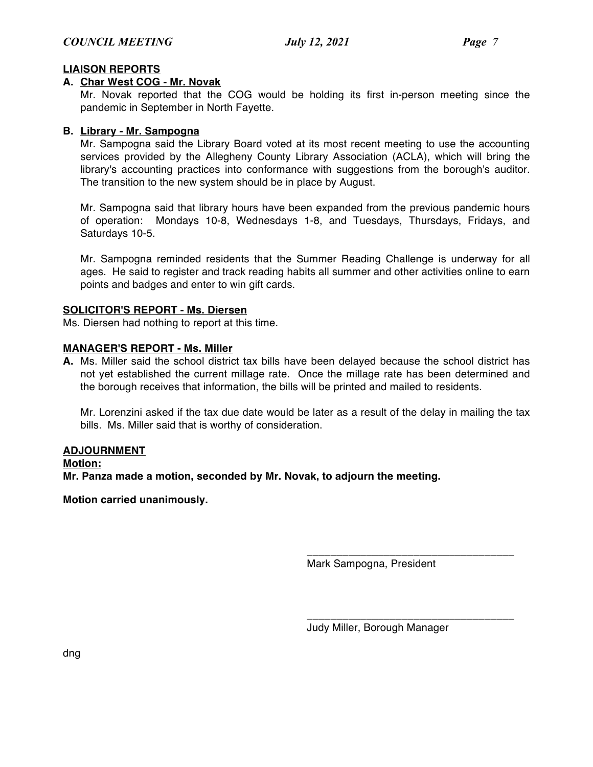**LIAISON REPORTS**

**A. Char West COG - Mr. Novak**

Mr. Novak reported that the COG would be holding its first in-person meeting since the pandemic in September in North Fayette.

**B. Library - Mr. Sampogna**

Mr. Sampogna said the Library Board voted at its most recent meeting to use the accounting services provided by the Allegheny County Library Association (ACLA), which will bring the library's accounting practices into conformance with suggestions from the borough's auditor. The transition to the new system should be in place by August.

Mr. Sampogna said that library hours have been expanded from the previous pandemic hours of operation: Mondays 10-8, Wednesdays 1-8, and Tuesdays, Thursdays, Fridays, and Saturdays 10-5.

Mr. Sampogna reminded residents that the Summer Reading Challenge is underway for all ages. He said to register and track reading habits all summer and other activities online to earn points and badges and enter to win gift cards.

**SOLICITOR'S REPORT - Ms. Diersen**

Ms. Diersen had nothing to report at this time.

**MANAGER'S REPORT - Ms. Miller**

**A.** Ms. Miller said the school district tax bills have been delayed because the school district has not yet established the current millage rate. Once the millage rate has been determined and the borough receives that information, the bills will be printed and mailed to residents.

Mr. Lorenzini asked if the tax due date would be later as a result of the delay in mailing the tax bills. Ms. Miller said that is worthy of consideration.

**ADJOURNMENT**

**Motion:**

**Mr. Panza made a motion, seconded by Mr. Novak, to adjourn the meeting.**

**Motion carried unanimously.**

\_\_\_\_\_\_\_\_\_\_\_\_\_\_\_\_\_\_\_\_\_\_\_\_\_\_\_\_\_\_\_\_\_\_\_\_

Mark Sampogna, President

\_\_\_\_\_\_\_\_\_\_\_\_\_\_\_\_\_\_\_\_\_\_\_\_\_\_\_\_\_\_\_\_\_\_\_\_

Judy Miller, Borough Manager

dng